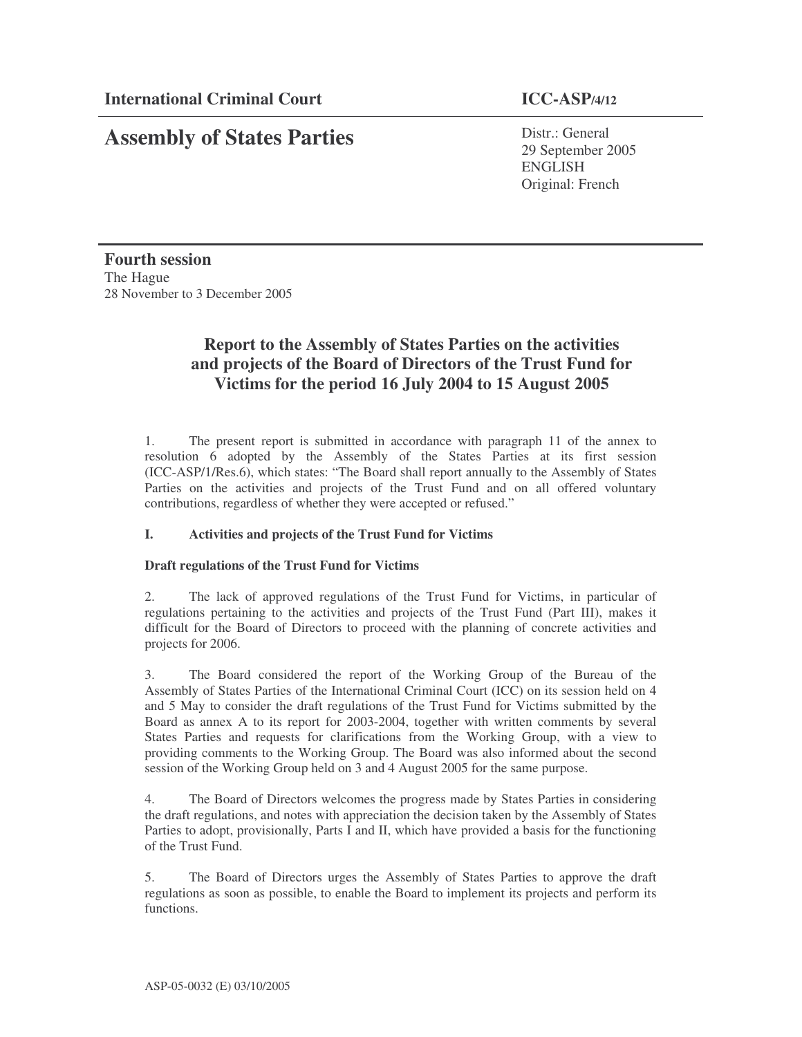**International Criminal Court** **ICC-ASP/4/12**

# Assembly of States Parties

Distr.: General
29 September 2005
ENGLISH
Original: French

**Fourth session**
The Hague
28 November to 3 December 2005

## Report to the Assembly of States Parties on the activities and projects of the Board of Directors of the Trust Fund for Victims for the period 16 July 2004 to 15 August 2005

1. The present report is submitted in accordance with paragraph 11 of the annex to resolution 6 adopted by the Assembly of the States Parties at its first session (ICC-ASP/1/Res.6), which states: "The Board shall report annually to the Assembly of States Parties on the activities and projects of the Trust Fund and on all offered voluntary contributions, regardless of whether they were accepted or refused."

### I. Activities and projects of the Trust Fund for Victims

#### Draft regulations of the Trust Fund for Victims

2. The lack of approved regulations of the Trust Fund for Victims, in particular of regulations pertaining to the activities and projects of the Trust Fund (Part III), makes it difficult for the Board of Directors to proceed with the planning of concrete activities and projects for 2006.

3. The Board considered the report of the Working Group of the Bureau of the Assembly of States Parties of the International Criminal Court (ICC) on its session held on 4 and 5 May to consider the draft regulations of the Trust Fund for Victims submitted by the Board as annex A to its report for 2003-2004, together with written comments by several States Parties and requests for clarifications from the Working Group, with a view to providing comments to the Working Group. The Board was also informed about the second session of the Working Group held on 3 and 4 August 2005 for the same purpose.

4. The Board of Directors welcomes the progress made by States Parties in considering the draft regulations, and notes with appreciation the decision taken by the Assembly of States Parties to adopt, provisionally, Parts I and II, which have provided a basis for the functioning of the Trust Fund.

5. The Board of Directors urges the Assembly of States Parties to approve the draft regulations as soon as possible, to enable the Board to implement its projects and perform its functions.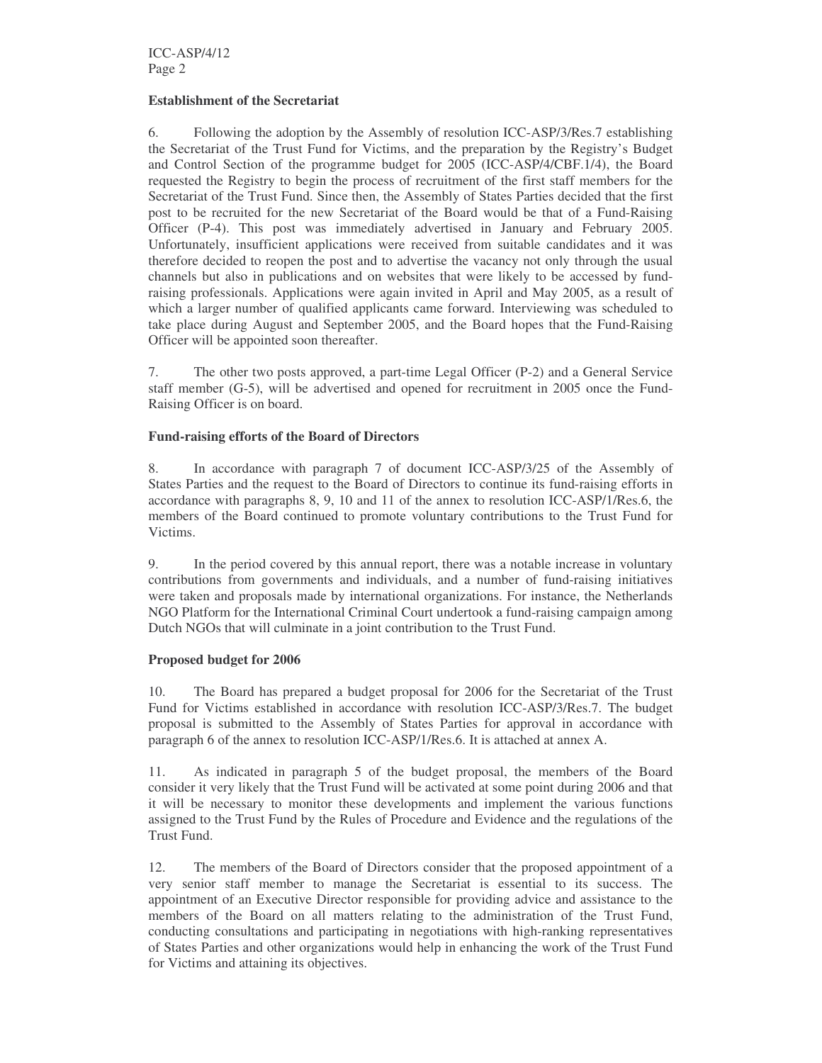**Establishment of the Secretariat**

6. Following the adoption by the Assembly of resolution ICC-ASP/3/Res.7 establishing the Secretariat of the Trust Fund for Victims, and the preparation by the Registry's Budget and Control Section of the programme budget for 2005 (ICC-ASP/4/CBF.1/4), the Board requested the Registry to begin the process of recruitment of the first staff members for the Secretariat of the Trust Fund. Since then, the Assembly of States Parties decided that the first post to be recruited for the new Secretariat of the Board would be that of a Fund-Raising Officer (P-4). This post was immediately advertised in January and February 2005. Unfortunately, insufficient applications were received from suitable candidates and it was therefore decided to reopen the post and to advertise the vacancy not only through the usual channels but also in publications and on websites that were likely to be accessed by fund-raising professionals. Applications were again invited in April and May 2005, as a result of which a larger number of qualified applicants came forward. Interviewing was scheduled to take place during August and September 2005, and the Board hopes that the Fund-Raising Officer will be appointed soon thereafter.

7. The other two posts approved, a part-time Legal Officer (P-2) and a General Service staff member (G-5), will be advertised and opened for recruitment in 2005 once the Fund-Raising Officer is on board.

**Fund-raising efforts of the Board of Directors**

8. In accordance with paragraph 7 of document ICC-ASP/3/25 of the Assembly of States Parties and the request to the Board of Directors to continue its fund-raising efforts in accordance with paragraphs 8, 9, 10 and 11 of the annex to resolution ICC-ASP/1/Res.6, the members of the Board continued to promote voluntary contributions to the Trust Fund for Victims.

9. In the period covered by this annual report, there was a notable increase in voluntary contributions from governments and individuals, and a number of fund-raising initiatives were taken and proposals made by international organizations. For instance, the Netherlands NGO Platform for the International Criminal Court undertook a fund-raising campaign among Dutch NGOs that will culminate in a joint contribution to the Trust Fund.

**Proposed budget for 2006**

10. The Board has prepared a budget proposal for 2006 for the Secretariat of the Trust Fund for Victims established in accordance with resolution ICC-ASP/3/Res.7. The budget proposal is submitted to the Assembly of States Parties for approval in accordance with paragraph 6 of the annex to resolution ICC-ASP/1/Res.6. It is attached at annex A.

11. As indicated in paragraph 5 of the budget proposal, the members of the Board consider it very likely that the Trust Fund will be activated at some point during 2006 and that it will be necessary to monitor these developments and implement the various functions assigned to the Trust Fund by the Rules of Procedure and Evidence and the regulations of the Trust Fund.

12. The members of the Board of Directors consider that the proposed appointment of a very senior staff member to manage the Secretariat is essential to its success. The appointment of an Executive Director responsible for providing advice and assistance to the members of the Board on all matters relating to the administration of the Trust Fund, conducting consultations and participating in negotiations with high-ranking representatives of States Parties and other organizations would help in enhancing the work of the Trust Fund for Victims and attaining its objectives.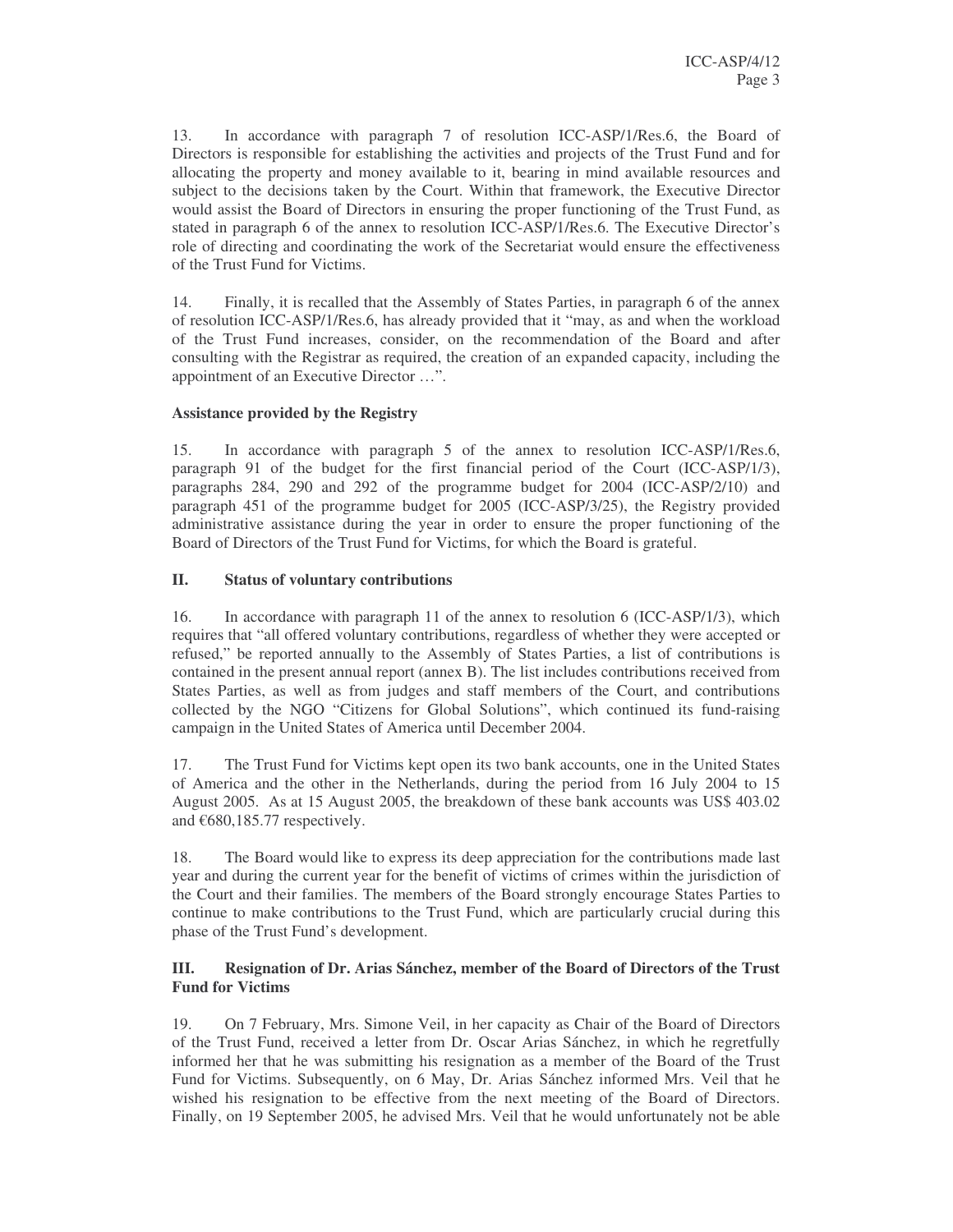13. In accordance with paragraph 7 of resolution ICC-ASP/1/Res.6, the Board of Directors is responsible for establishing the activities and projects of the Trust Fund and for allocating the property and money available to it, bearing in mind available resources and subject to the decisions taken by the Court. Within that framework, the Executive Director would assist the Board of Directors in ensuring the proper functioning of the Trust Fund, as stated in paragraph 6 of the annex to resolution ICC-ASP/1/Res.6. The Executive Director's role of directing and coordinating the work of the Secretariat would ensure the effectiveness of the Trust Fund for Victims.

14. Finally, it is recalled that the Assembly of States Parties, in paragraph 6 of the annex of resolution ICC-ASP/1/Res.6, has already provided that it "may, as and when the workload of the Trust Fund increases, consider, on the recommendation of the Board and after consulting with the Registrar as required, the creation of an expanded capacity, including the appointment of an Executive Director …".

**Assistance provided by the Registry**

15. In accordance with paragraph 5 of the annex to resolution ICC-ASP/1/Res.6, paragraph 91 of the budget for the first financial period of the Court (ICC-ASP/1/3), paragraphs 284, 290 and 292 of the programme budget for 2004 (ICC-ASP/2/10) and paragraph 451 of the programme budget for 2005 (ICC-ASP/3/25), the Registry provided administrative assistance during the year in order to ensure the proper functioning of the Board of Directors of the Trust Fund for Victims, for which the Board is grateful.

## II. Status of voluntary contributions

16. In accordance with paragraph 11 of the annex to resolution 6 (ICC-ASP/1/3), which requires that "all offered voluntary contributions, regardless of whether they were accepted or refused," be reported annually to the Assembly of States Parties, a list of contributions is contained in the present annual report (annex B). The list includes contributions received from States Parties, as well as from judges and staff members of the Court, and contributions collected by the NGO "Citizens for Global Solutions", which continued its fund-raising campaign in the United States of America until December 2004.

17. The Trust Fund for Victims kept open its two bank accounts, one in the United States of America and the other in the Netherlands, during the period from 16 July 2004 to 15 August 2005. As at 15 August 2005, the breakdown of these bank accounts was US$ 403.02 and €680,185.77 respectively.

18. The Board would like to express its deep appreciation for the contributions made last year and during the current year for the benefit of victims of crimes within the jurisdiction of the Court and their families. The members of the Board strongly encourage States Parties to continue to make contributions to the Trust Fund, which are particularly crucial during this phase of the Trust Fund's development.

## III. Resignation of Dr. Arias Sánchez, member of the Board of Directors of the Trust Fund for Victims

19. On 7 February, Mrs. Simone Veil, in her capacity as Chair of the Board of Directors of the Trust Fund, received a letter from Dr. Oscar Arias Sánchez, in which he regretfully informed her that he was submitting his resignation as a member of the Board of the Trust Fund for Victims. Subsequently, on 6 May, Dr. Arias Sánchez informed Mrs. Veil that he wished his resignation to be effective from the next meeting of the Board of Directors. Finally, on 19 September 2005, he advised Mrs. Veil that he would unfortunately not be able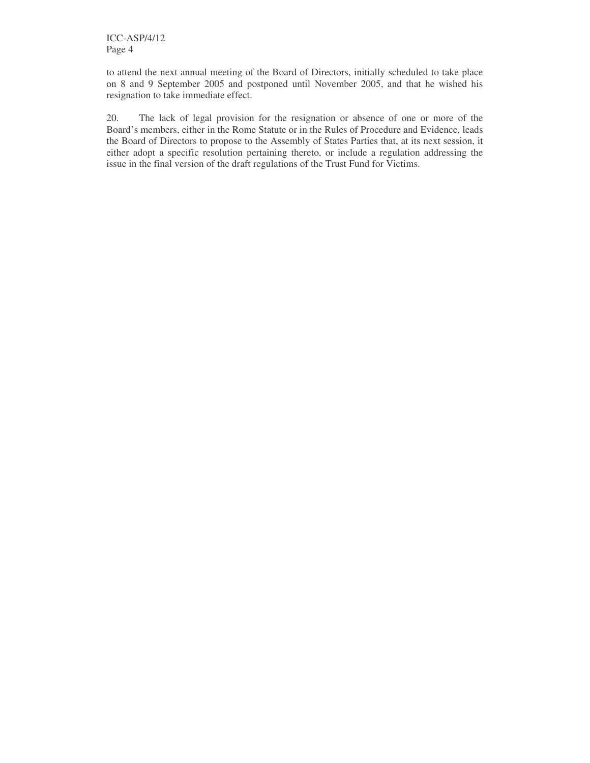to attend the next annual meeting of the Board of Directors, initially scheduled to take place on 8 and 9 September 2005 and postponed until November 2005, and that he wished his resignation to take immediate effect.

20. The lack of legal provision for the resignation or absence of one or more of the Board's members, either in the Rome Statute or in the Rules of Procedure and Evidence, leads the Board of Directors to propose to the Assembly of States Parties that, at its next session, it either adopt a specific resolution pertaining thereto, or include a regulation addressing the issue in the final version of the draft regulations of the Trust Fund for Victims.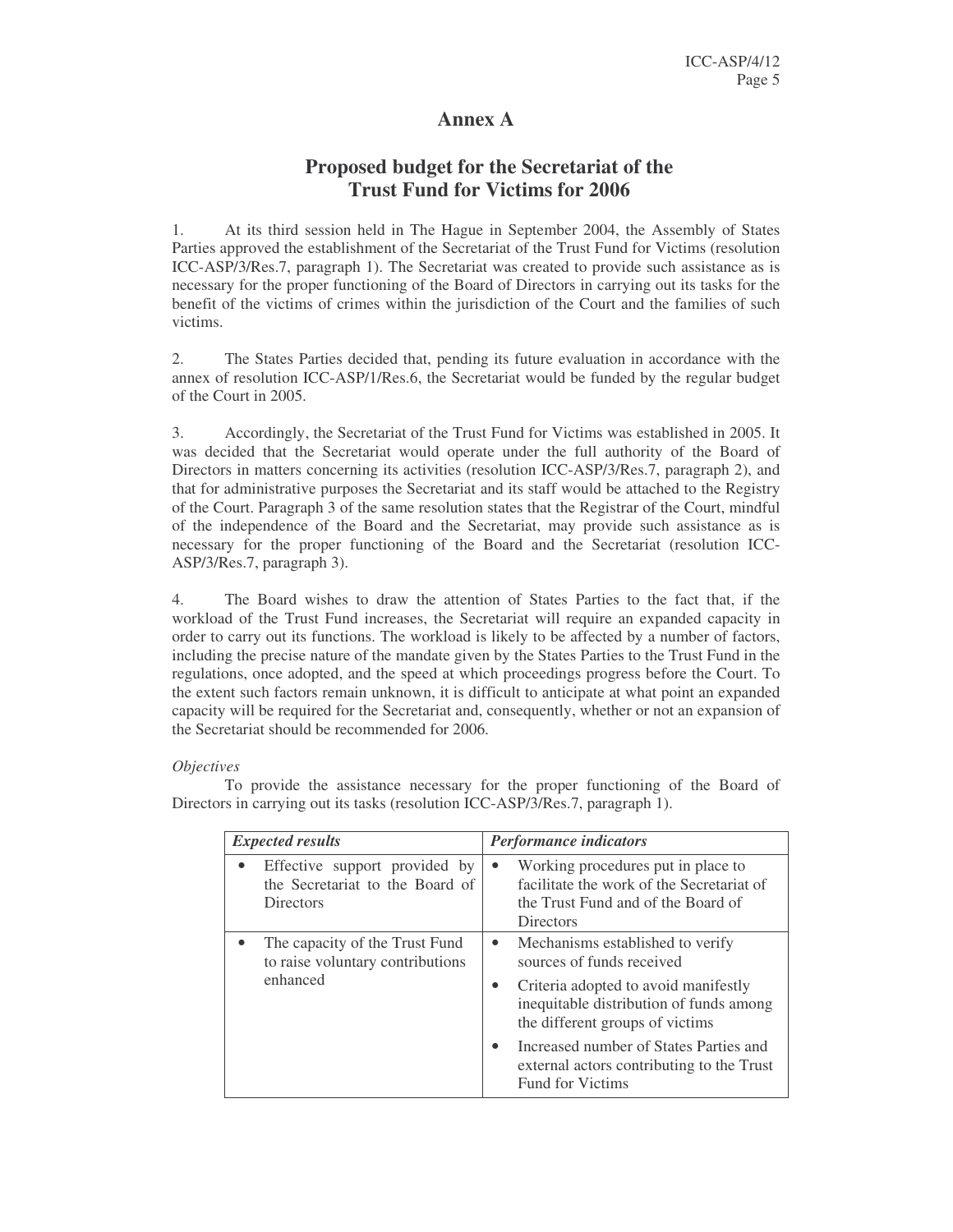# Annex A

## Proposed budget for the Secretariat of the Trust Fund for Victims for 2006

1. At its third session held in The Hague in September 2004, the Assembly of States Parties approved the establishment of the Secretariat of the Trust Fund for Victims (resolution ICC-ASP/3/Res.7, paragraph 1). The Secretariat was created to provide such assistance as is necessary for the proper functioning of the Board of Directors in carrying out its tasks for the benefit of the victims of crimes within the jurisdiction of the Court and the families of such victims.

2. The States Parties decided that, pending its future evaluation in accordance with the annex of resolution ICC-ASP/1/Res.6, the Secretariat would be funded by the regular budget of the Court in 2005.

3. Accordingly, the Secretariat of the Trust Fund for Victims was established in 2005. It was decided that the Secretariat would operate under the full authority of the Board of Directors in matters concerning its activities (resolution ICC-ASP/3/Res.7, paragraph 2), and that for administrative purposes the Secretariat and its staff would be attached to the Registry of the Court. Paragraph 3 of the same resolution states that the Registrar of the Court, mindful of the independence of the Board and the Secretariat, may provide such assistance as is necessary for the proper functioning of the Board and the Secretariat (resolution ICC-ASP/3/Res.7, paragraph 3).

4. The Board wishes to draw the attention of States Parties to the fact that, if the workload of the Trust Fund increases, the Secretariat will require an expanded capacity in order to carry out its functions. The workload is likely to be affected by a number of factors, including the precise nature of the mandate given by the States Parties to the Trust Fund in the regulations, once adopted, and the speed at which proceedings progress before the Court. To the extent such factors remain unknown, it is difficult to anticipate at what point an expanded capacity will be required for the Secretariat and, consequently, whether or not an expansion of the Secretariat should be recommended for 2006.

*Objectives*

To provide the assistance necessary for the proper functioning of the Board of Directors in carrying out its tasks (resolution ICC-ASP/3/Res.7, paragraph 1).

| *Expected results* | *Performance indicators* |
|---|---|
| • Effective support provided by the Secretariat to the Board of Directors | • Working procedures put in place to facilitate the work of the Secretariat of the Trust Fund and of the Board of Directors |
| • The capacity of the Trust Fund to raise voluntary contributions enhanced | • Mechanisms established to verify sources of funds received<br>• Criteria adopted to avoid manifestly inequitable distribution of funds among the different groups of victims<br>• Increased number of States Parties and external actors contributing to the Trust Fund for Victims |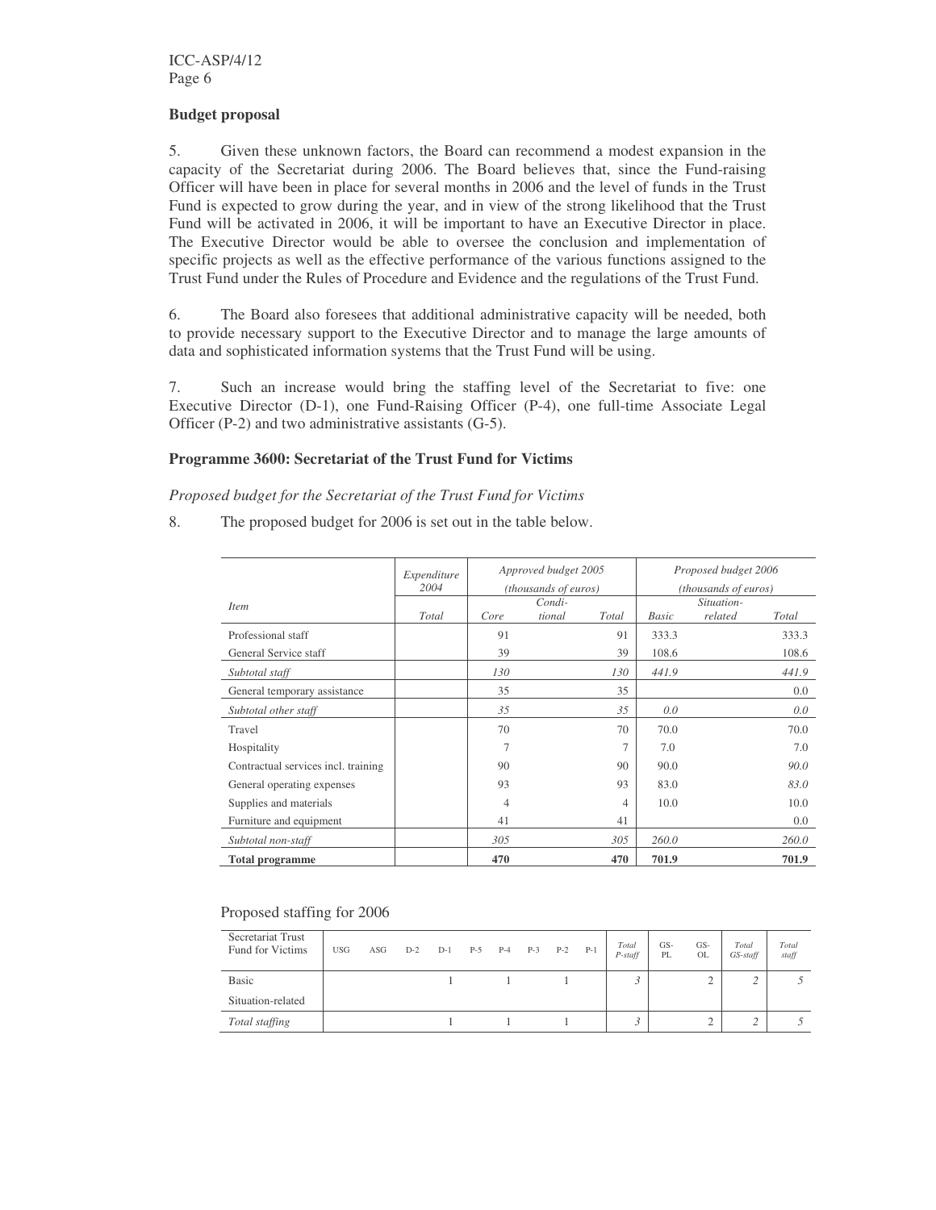## Budget proposal

5. Given these unknown factors, the Board can recommend a modest expansion in the capacity of the Secretariat during 2006. The Board believes that, since the Fund-raising Officer will have been in place for several months in 2006 and the level of funds in the Trust Fund is expected to grow during the year, and in view of the strong likelihood that the Trust Fund will be activated in 2006, it will be important to have an Executive Director in place. The Executive Director would be able to oversee the conclusion and implementation of specific projects as well as the effective performance of the various functions assigned to the Trust Fund under the Rules of Procedure and Evidence and the regulations of the Trust Fund.

6. The Board also foresees that additional administrative capacity will be needed, both to provide necessary support to the Executive Director and to manage the large amounts of data and sophisticated information systems that the Trust Fund will be using.

7. Such an increase would bring the staffing level of the Secretariat to five: one Executive Director (D-1), one Fund-Raising Officer (P-4), one full-time Associate Legal Officer (P-2) and two administrative assistants (G-5).

## Programme 3600: Secretariat of the Trust Fund for Victims

*Proposed budget for the Secretariat of the Trust Fund for Victims*

8. The proposed budget for 2006 is set out in the table below.

| *Item* | *Expenditure 2004* | *Approved budget 2005 (thousands of euros)* | | | *Proposed budget 2006 (thousands of euros)* | | |
|---|---|---|---|---|---|---|---|
| | *Total* | *Core* | *Condi-tional* | *Total* | *Basic* | *Situation-related* | *Total* |
| Professional staff | | 91 | | 91 | 333.3 | | 333.3 |
| General Service staff | | 39 | | 39 | 108.6 | | 108.6 |
| *Subtotal staff* | | *130* | | *130* | *441.9* | | *441.9* |
| General temporary assistance | | 35 | | 35 | | | 0.0 |
| *Subtotal other staff* | | *35* | | *35* | *0.0* | | *0.0* |
| Travel | | 70 | | 70 | 70.0 | | 70.0 |
| Hospitality | | 7 | | 7 | 7.0 | | 7.0 |
| Contractual services incl. training | | 90 | | 90 | 90.0 | | *90.0* |
| General operating expenses | | 93 | | 93 | 83.0 | | *83.0* |
| Supplies and materials | | 4 | | 4 | 10.0 | | 10.0 |
| Furniture and equipment | | 41 | | 41 | | | 0.0 |
| *Subtotal non-staff* | | *305* | | *305* | *260.0* | | *260.0* |
| **Total programme** | | **470** | | **470** | **701.9** | | **701.9** |

Proposed staffing for 2006

| Secretariat Trust Fund for Victims | USG | ASG | D-2 | D-1 | P-5 | P-4 | P-3 | P-2 | P-1 | *Total P-staff* | GS-PL | GS-OL | *Total GS-staff* | *Total staff* |
|---|---|---|---|---|---|---|---|---|---|---|---|---|---|---|
| Basic | | | | 1 | | 1 | | 1 | | *3* | | 2 | *2* | *5* |
| Situation-related | | | | | | | | | | | | | | |
| *Total staffing* | | | | 1 | | 1 | | 1 | | *3* | | 2 | *2* | *5* |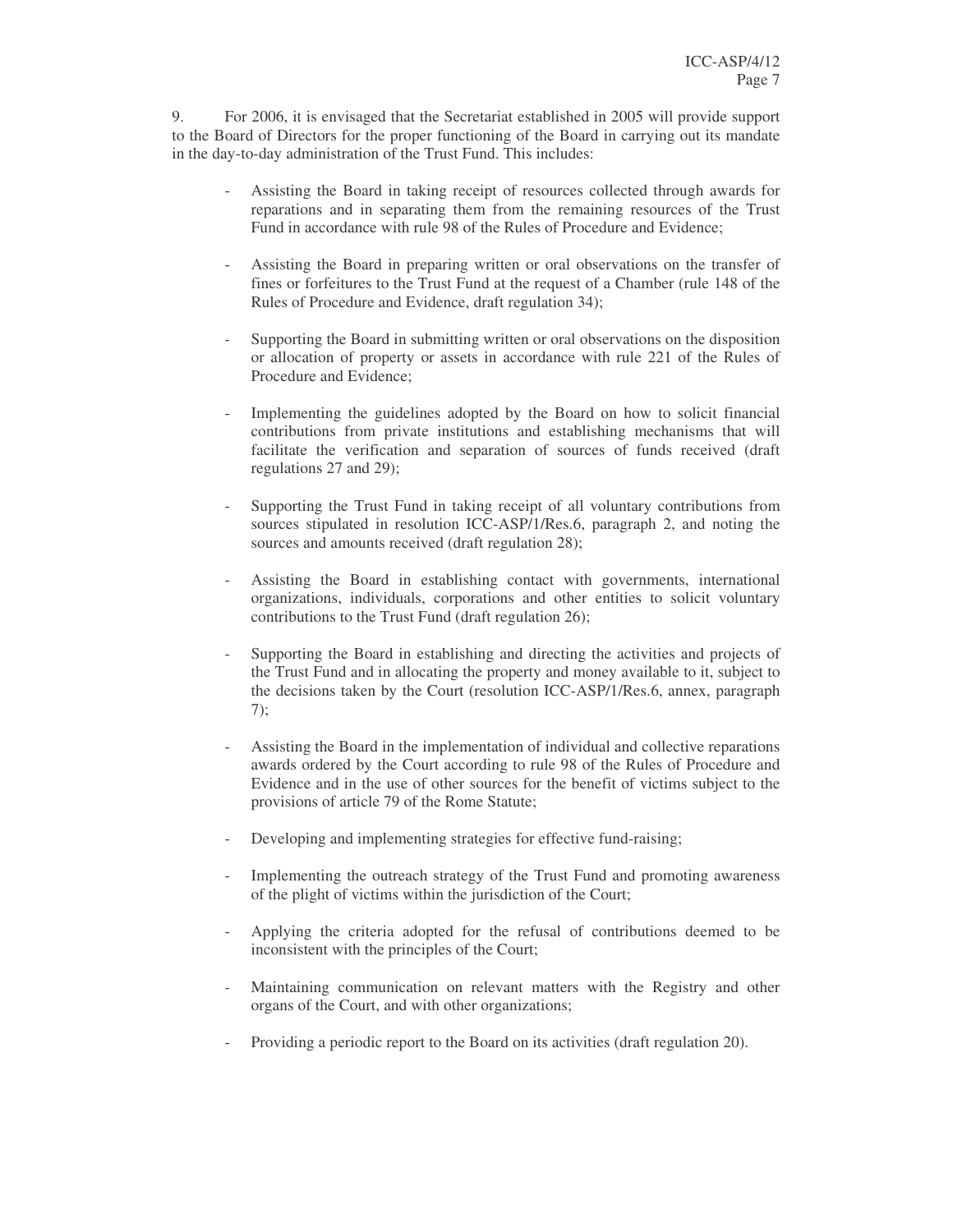9. For 2006, it is envisaged that the Secretariat established in 2005 will provide support to the Board of Directors for the proper functioning of the Board in carrying out its mandate in the day-to-day administration of the Trust Fund. This includes:

- Assisting the Board in taking receipt of resources collected through awards for reparations and in separating them from the remaining resources of the Trust Fund in accordance with rule 98 of the Rules of Procedure and Evidence;

- Assisting the Board in preparing written or oral observations on the transfer of fines or forfeitures to the Trust Fund at the request of a Chamber (rule 148 of the Rules of Procedure and Evidence, draft regulation 34);

- Supporting the Board in submitting written or oral observations on the disposition or allocation of property or assets in accordance with rule 221 of the Rules of Procedure and Evidence;

- Implementing the guidelines adopted by the Board on how to solicit financial contributions from private institutions and establishing mechanisms that will facilitate the verification and separation of sources of funds received (draft regulations 27 and 29);

- Supporting the Trust Fund in taking receipt of all voluntary contributions from sources stipulated in resolution ICC-ASP/1/Res.6, paragraph 2, and noting the sources and amounts received (draft regulation 28);

- Assisting the Board in establishing contact with governments, international organizations, individuals, corporations and other entities to solicit voluntary contributions to the Trust Fund (draft regulation 26);

- Supporting the Board in establishing and directing the activities and projects of the Trust Fund and in allocating the property and money available to it, subject to the decisions taken by the Court (resolution ICC-ASP/1/Res.6, annex, paragraph 7);

- Assisting the Board in the implementation of individual and collective reparations awards ordered by the Court according to rule 98 of the Rules of Procedure and Evidence and in the use of other sources for the benefit of victims subject to the provisions of article 79 of the Rome Statute;

- Developing and implementing strategies for effective fund-raising;

- Implementing the outreach strategy of the Trust Fund and promoting awareness of the plight of victims within the jurisdiction of the Court;

- Applying the criteria adopted for the refusal of contributions deemed to be inconsistent with the principles of the Court;

- Maintaining communication on relevant matters with the Registry and other organs of the Court, and with other organizations;

- Providing a periodic report to the Board on its activities (draft regulation 20).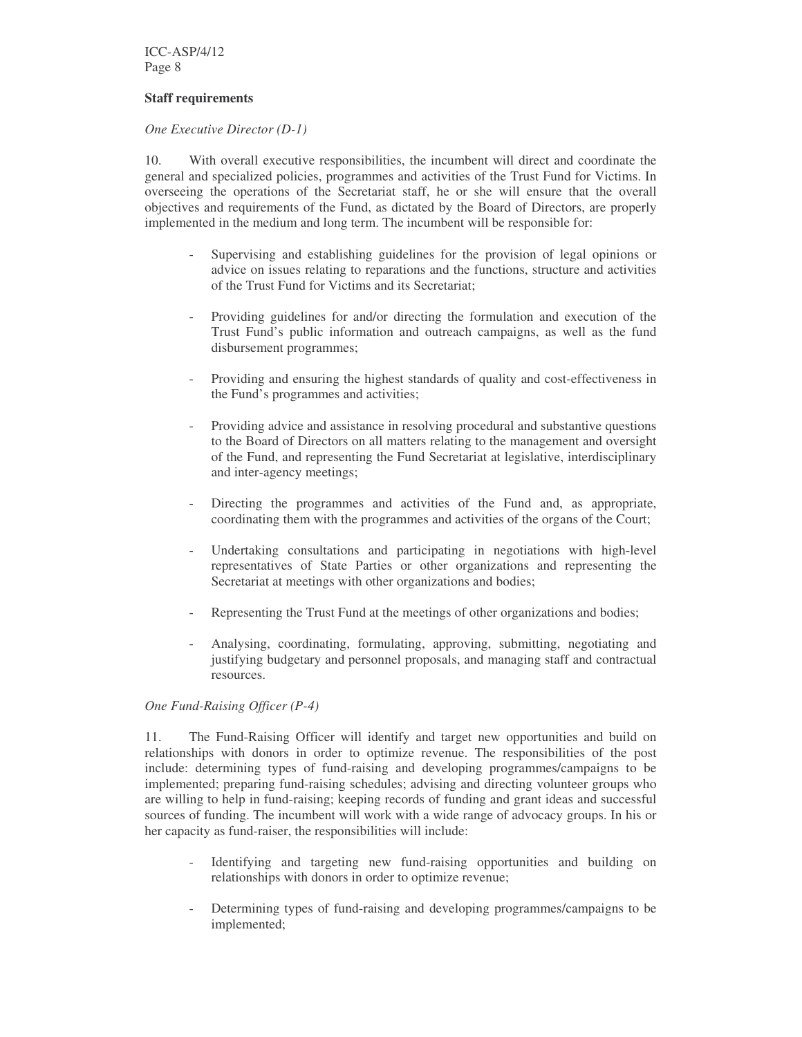**Staff requirements**

*One Executive Director (D-1)*

10. With overall executive responsibilities, the incumbent will direct and coordinate the general and specialized policies, programmes and activities of the Trust Fund for Victims. In overseeing the operations of the Secretariat staff, he or she will ensure that the overall objectives and requirements of the Fund, as dictated by the Board of Directors, are properly implemented in the medium and long term. The incumbent will be responsible for:

- Supervising and establishing guidelines for the provision of legal opinions or advice on issues relating to reparations and the functions, structure and activities of the Trust Fund for Victims and its Secretariat;

- Providing guidelines for and/or directing the formulation and execution of the Trust Fund's public information and outreach campaigns, as well as the fund disbursement programmes;

- Providing and ensuring the highest standards of quality and cost-effectiveness in the Fund's programmes and activities;

- Providing advice and assistance in resolving procedural and substantive questions to the Board of Directors on all matters relating to the management and oversight of the Fund, and representing the Fund Secretariat at legislative, interdisciplinary and inter-agency meetings;

- Directing the programmes and activities of the Fund and, as appropriate, coordinating them with the programmes and activities of the organs of the Court;

- Undertaking consultations and participating in negotiations with high-level representatives of State Parties or other organizations and representing the Secretariat at meetings with other organizations and bodies;

- Representing the Trust Fund at the meetings of other organizations and bodies;

- Analysing, coordinating, formulating, approving, submitting, negotiating and justifying budgetary and personnel proposals, and managing staff and contractual resources.

*One Fund-Raising Officer (P-4)*

11. The Fund-Raising Officer will identify and target new opportunities and build on relationships with donors in order to optimize revenue. The responsibilities of the post include: determining types of fund-raising and developing programmes/campaigns to be implemented; preparing fund-raising schedules; advising and directing volunteer groups who are willing to help in fund-raising; keeping records of funding and grant ideas and successful sources of funding. The incumbent will work with a wide range of advocacy groups. In his or her capacity as fund-raiser, the responsibilities will include:

- Identifying and targeting new fund-raising opportunities and building on relationships with donors in order to optimize revenue;

- Determining types of fund-raising and developing programmes/campaigns to be implemented;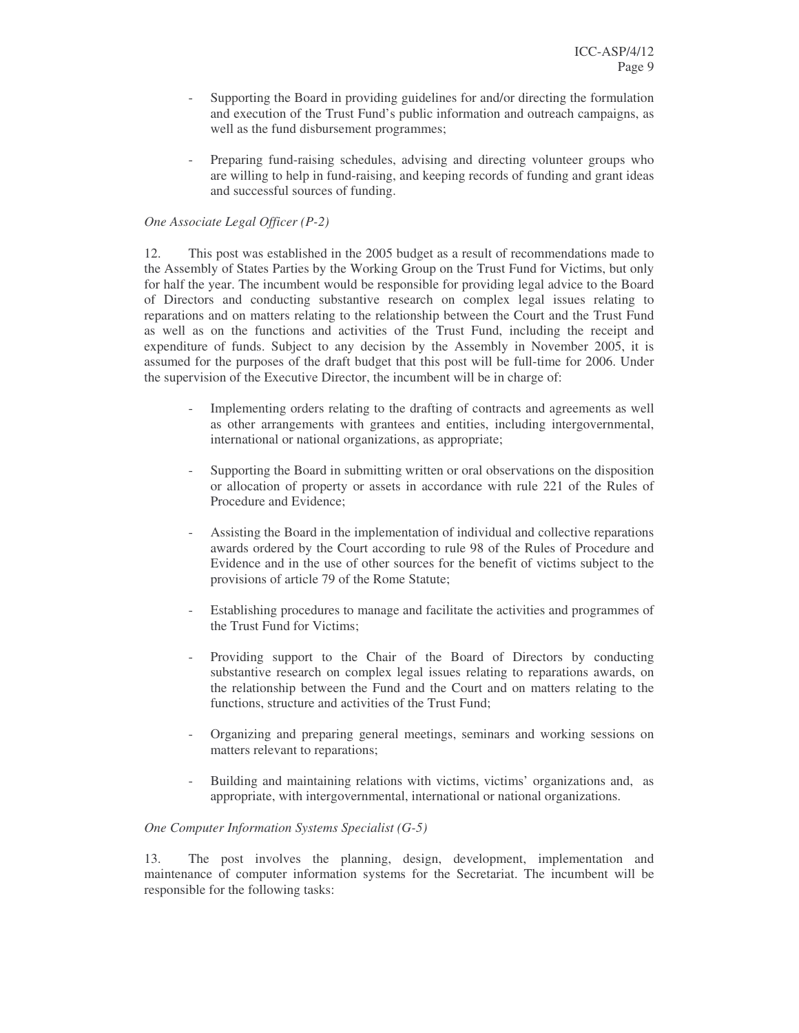- Supporting the Board in providing guidelines for and/or directing the formulation and execution of the Trust Fund's public information and outreach campaigns, as well as the fund disbursement programmes;

- Preparing fund-raising schedules, advising and directing volunteer groups who are willing to help in fund-raising, and keeping records of funding and grant ideas and successful sources of funding.

*One Associate Legal Officer (P-2)*

12. This post was established in the 2005 budget as a result of recommendations made to the Assembly of States Parties by the Working Group on the Trust Fund for Victims, but only for half the year. The incumbent would be responsible for providing legal advice to the Board of Directors and conducting substantive research on complex legal issues relating to reparations and on matters relating to the relationship between the Court and the Trust Fund as well as on the functions and activities of the Trust Fund, including the receipt and expenditure of funds. Subject to any decision by the Assembly in November 2005, it is assumed for the purposes of the draft budget that this post will be full-time for 2006. Under the supervision of the Executive Director, the incumbent will be in charge of:

- Implementing orders relating to the drafting of contracts and agreements as well as other arrangements with grantees and entities, including intergovernmental, international or national organizations, as appropriate;

- Supporting the Board in submitting written or oral observations on the disposition or allocation of property or assets in accordance with rule 221 of the Rules of Procedure and Evidence;

- Assisting the Board in the implementation of individual and collective reparations awards ordered by the Court according to rule 98 of the Rules of Procedure and Evidence and in the use of other sources for the benefit of victims subject to the provisions of article 79 of the Rome Statute;

- Establishing procedures to manage and facilitate the activities and programmes of the Trust Fund for Victims;

- Providing support to the Chair of the Board of Directors by conducting substantive research on complex legal issues relating to reparations awards, on the relationship between the Fund and the Court and on matters relating to the functions, structure and activities of the Trust Fund;

- Organizing and preparing general meetings, seminars and working sessions on matters relevant to reparations;

- Building and maintaining relations with victims, victims' organizations and, as appropriate, with intergovernmental, international or national organizations.

*One Computer Information Systems Specialist (G-5)*

13. The post involves the planning, design, development, implementation and maintenance of computer information systems for the Secretariat. The incumbent will be responsible for the following tasks: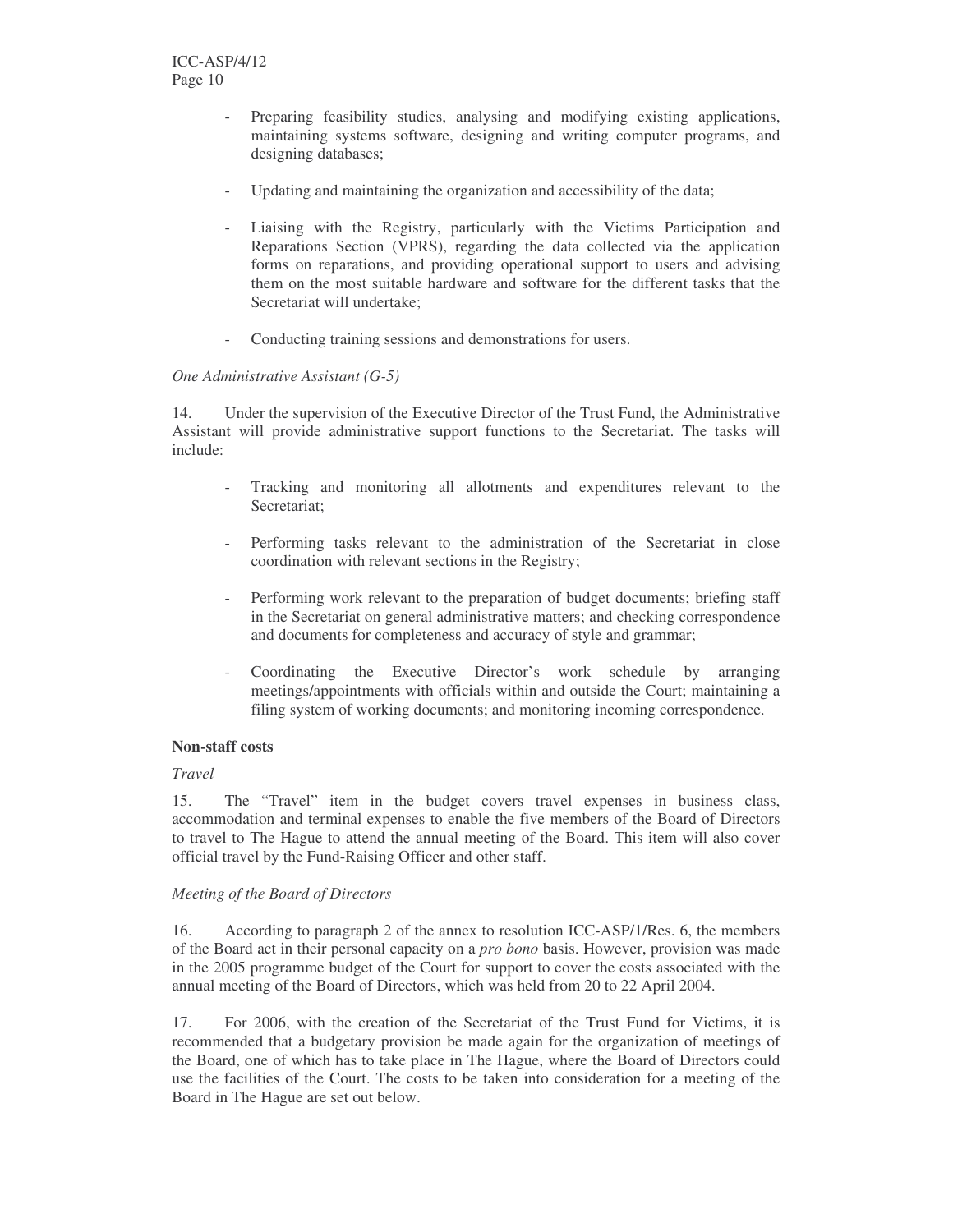- Preparing feasibility studies, analysing and modifying existing applications, maintaining systems software, designing and writing computer programs, and designing databases;

- Updating and maintaining the organization and accessibility of the data;

- Liaising with the Registry, particularly with the Victims Participation and Reparations Section (VPRS), regarding the data collected via the application forms on reparations, and providing operational support to users and advising them on the most suitable hardware and software for the different tasks that the Secretariat will undertake;

- Conducting training sessions and demonstrations for users.

*One Administrative Assistant (G-5)*

14. Under the supervision of the Executive Director of the Trust Fund, the Administrative Assistant will provide administrative support functions to the Secretariat. The tasks will include:

- Tracking and monitoring all allotments and expenditures relevant to the Secretariat;

- Performing tasks relevant to the administration of the Secretariat in close coordination with relevant sections in the Registry;

- Performing work relevant to the preparation of budget documents; briefing staff in the Secretariat on general administrative matters; and checking correspondence and documents for completeness and accuracy of style and grammar;

- Coordinating the Executive Director's work schedule by arranging meetings/appointments with officials within and outside the Court; maintaining a filing system of working documents; and monitoring incoming correspondence.

**Non-staff costs**

*Travel*

15. The "Travel" item in the budget covers travel expenses in business class, accommodation and terminal expenses to enable the five members of the Board of Directors to travel to The Hague to attend the annual meeting of the Board. This item will also cover official travel by the Fund-Raising Officer and other staff.

*Meeting of the Board of Directors*

16. According to paragraph 2 of the annex to resolution ICC-ASP/1/Res. 6, the members of the Board act in their personal capacity on a *pro bono* basis. However, provision was made in the 2005 programme budget of the Court for support to cover the costs associated with the annual meeting of the Board of Directors, which was held from 20 to 22 April 2004.

17. For 2006, with the creation of the Secretariat of the Trust Fund for Victims, it is recommended that a budgetary provision be made again for the organization of meetings of the Board, one of which has to take place in The Hague, where the Board of Directors could use the facilities of the Court. The costs to be taken into consideration for a meeting of the Board in The Hague are set out below.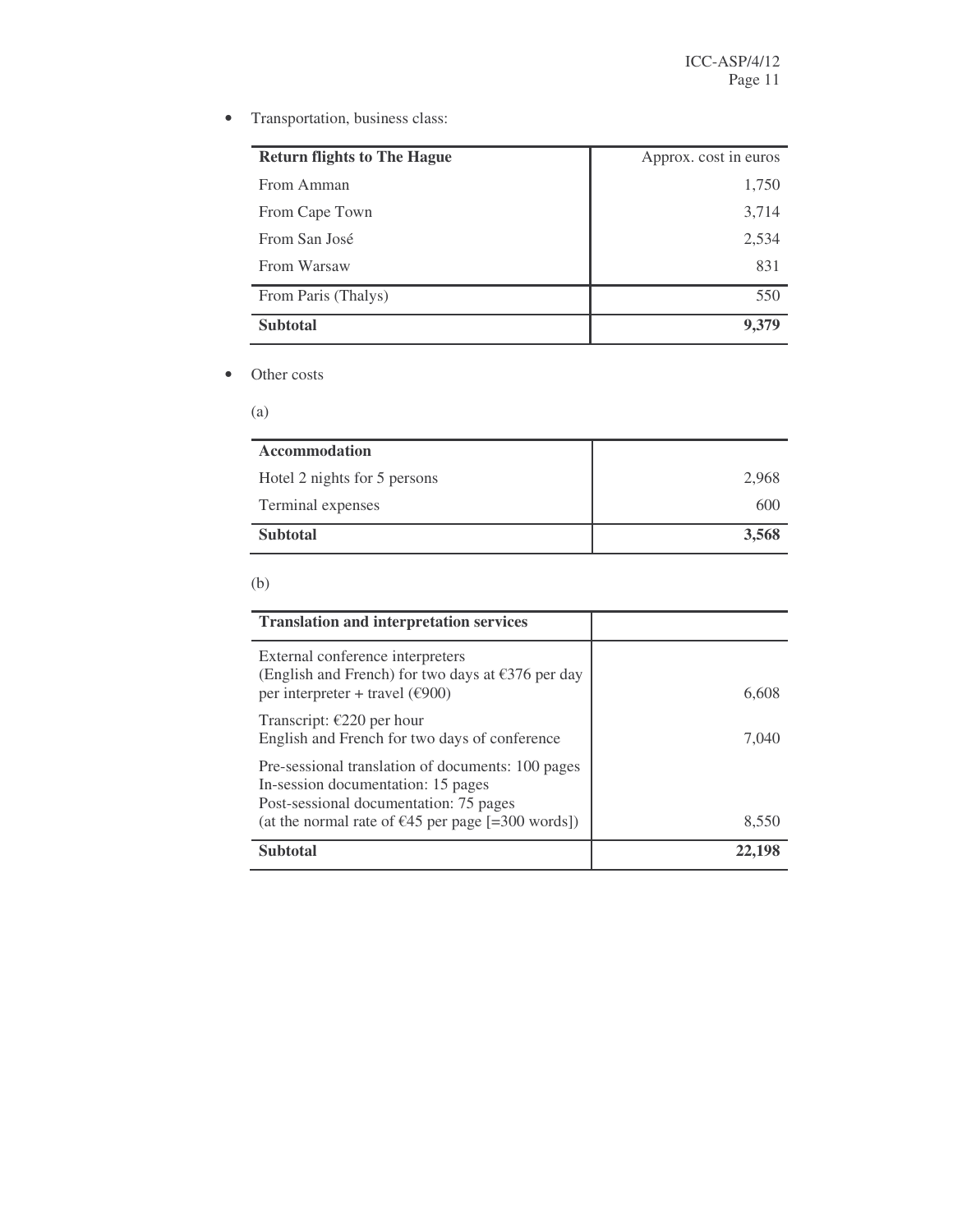- Transportation, business class:

| **Return flights to The Hague** | Approx. cost in euros |
|---|---:|
| From Amman | 1,750 |
| From Cape Town | 3,714 |
| From San José | 2,534 |
| From Warsaw | 831 |
| From Paris (Thalys) | 550 |
| **Subtotal** | **9,379** |

- Other costs

(a)

| **Accommodation** | |
|---|---:|
| Hotel 2 nights for 5 persons | 2,968 |
| Terminal expenses | 600 |
| **Subtotal** | **3,568** |

(b)

| **Translation and interpretation services** | |
|---|---:|
| External conference interpreters (English and French) for two days at €376 per day per interpreter + travel (€900) | 6,608 |
| Transcript: €220 per hour English and French for two days of conference | 7,040 |
| Pre-sessional translation of documents: 100 pages In-session documentation: 15 pages Post-sessional documentation: 75 pages (at the normal rate of €45 per page [=300 words]) | 8,550 |
| **Subtotal** | **22,198** |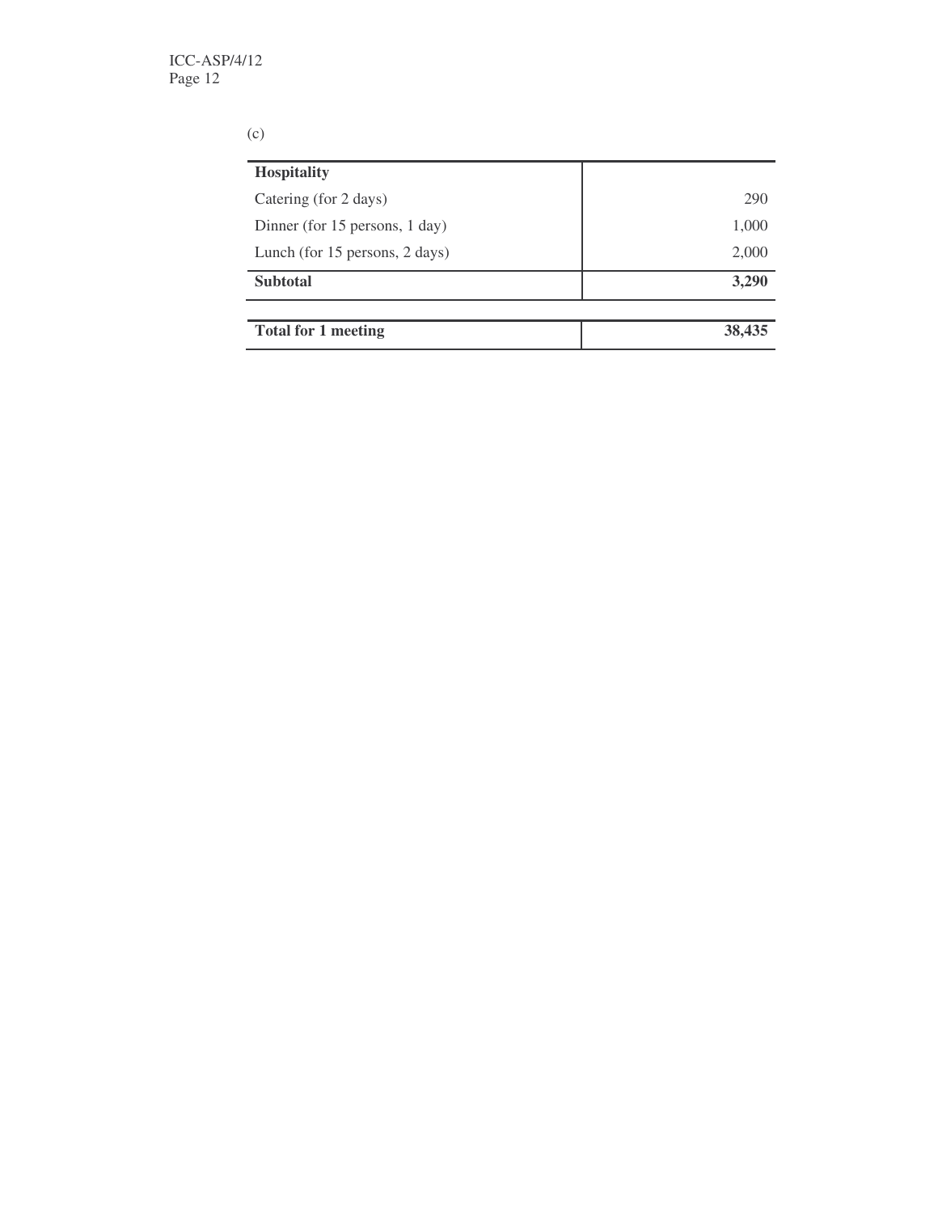(c)

| **Hospitality** | |
|---|---:|
| Catering (for 2 days) | 290 |
| Dinner (for 15 persons, 1 day) | 1,000 |
| Lunch (for 15 persons, 2 days) | 2,000 |
| **Subtotal** | **3,290** |
| | |
| **Total for 1 meeting** | **38,435** |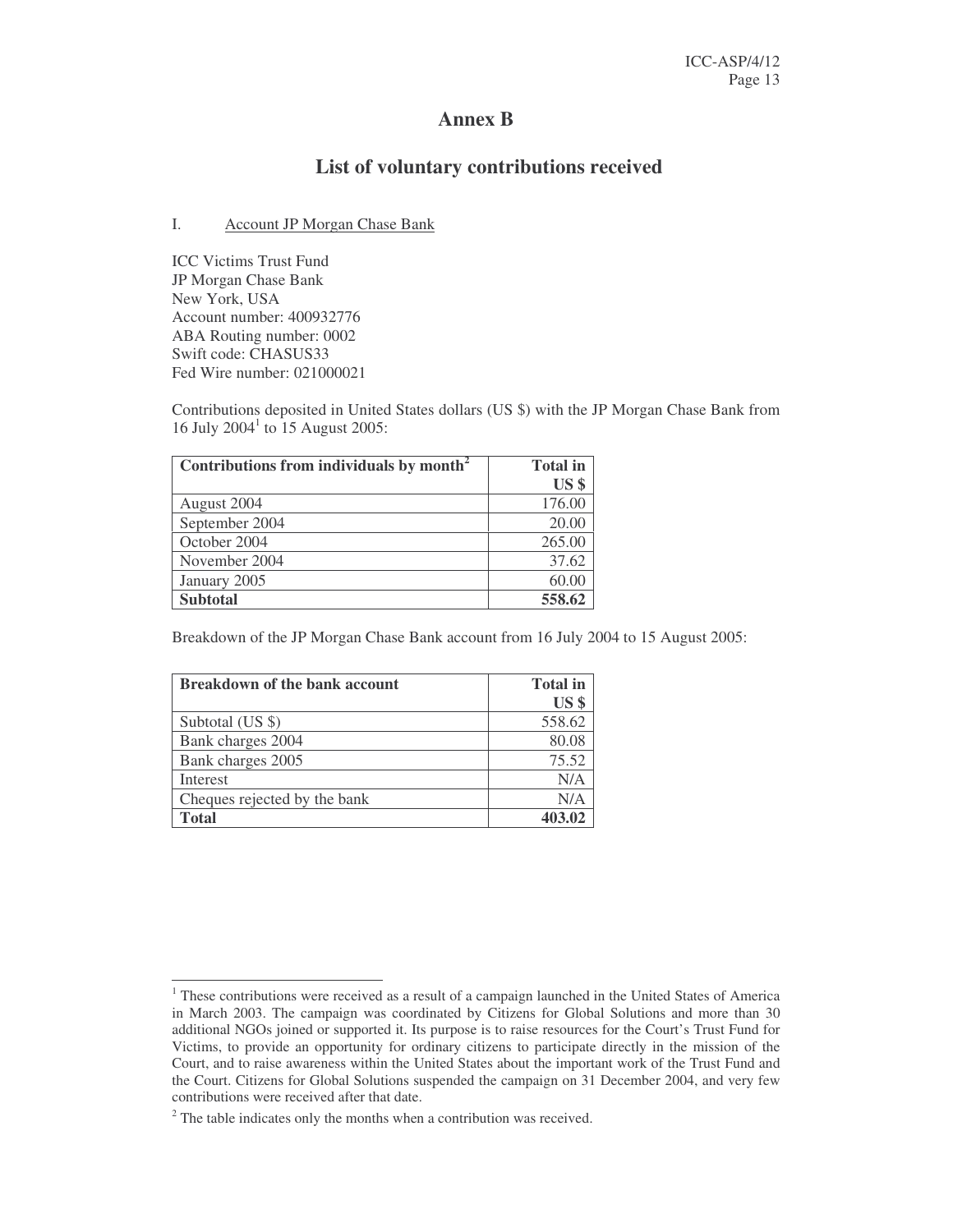# Annex B

## List of voluntary contributions received

I. Account JP Morgan Chase Bank

ICC Victims Trust Fund
JP Morgan Chase Bank
New York, USA
Account number: 400932776
ABA Routing number: 0002
Swift code: CHASUS33
Fed Wire number: 021000021

Contributions deposited in United States dollars (US $) with the JP Morgan Chase Bank from 16 July 2004[1] to 15 August 2005:

| Contributions from individuals by month[2] | Total in US $ |
|---|---:|
| August 2004 | 176.00 |
| September 2004 | 20.00 |
| October 2004 | 265.00 |
| November 2004 | 37.62 |
| January 2005 | 60.00 |
| **Subtotal** | **558.62** |

Breakdown of the JP Morgan Chase Bank account from 16 July 2004 to 15 August 2005:

| Breakdown of the bank account | Total in US $ |
|---|---:|
| Subtotal (US $) | 558.62 |
| Bank charges 2004 | 80.08 |
| Bank charges 2005 | 75.52 |
| Interest | N/A |
| Cheques rejected by the bank | N/A |
| **Total** | **403.02** |

[1] These contributions were received as a result of a campaign launched in the United States of America in March 2003. The campaign was coordinated by Citizens for Global Solutions and more than 30 additional NGOs joined or supported it. Its purpose is to raise resources for the Court's Trust Fund for Victims, to provide an opportunity for ordinary citizens to participate directly in the mission of the Court, and to raise awareness within the United States about the important work of the Trust Fund and the Court. Citizens for Global Solutions suspended the campaign on 31 December 2004, and very few contributions were received after that date.

[2] The table indicates only the months when a contribution was received.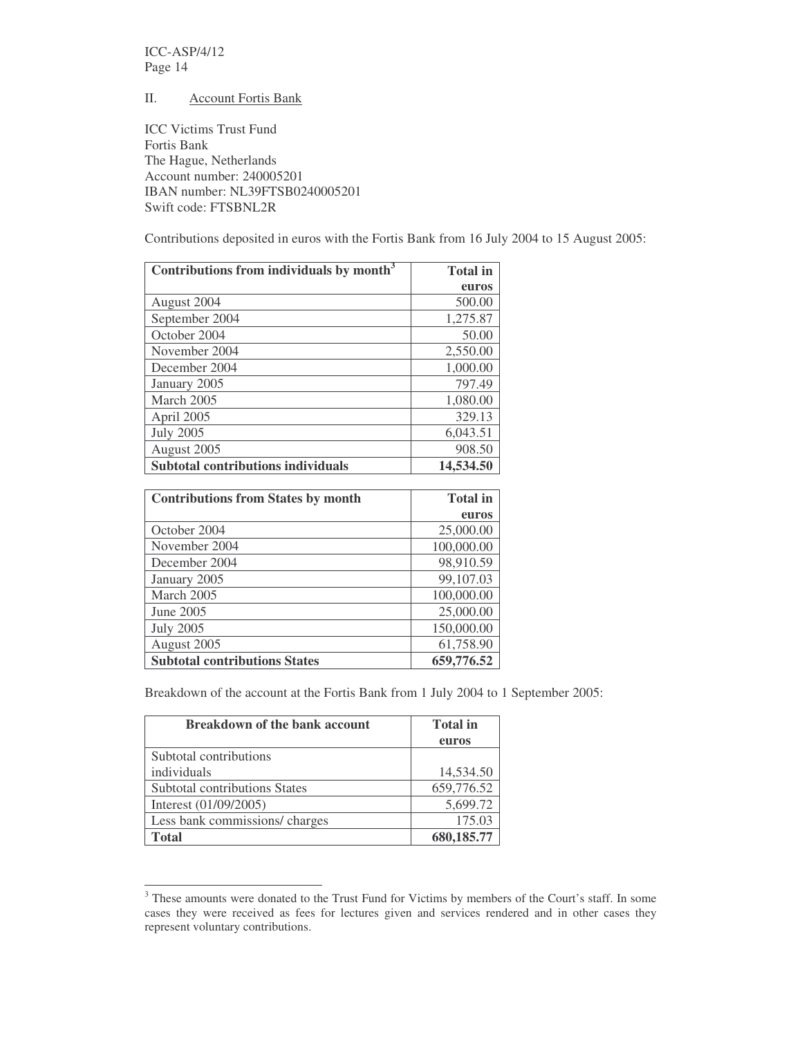## II. Account Fortis Bank

ICC Victims Trust Fund
Fortis Bank
The Hague, Netherlands
Account number: 240005201
IBAN number: NL39FTSB0240005201
Swift code: FTSBNL2R

Contributions deposited in euros with the Fortis Bank from 16 July 2004 to 15 August 2005:

| Contributions from individuals by month[3] | Total in euros |
|---|---:|
| August 2004 | 500.00 |
| September 2004 | 1,275.87 |
| October 2004 | 50.00 |
| November 2004 | 2,550.00 |
| December 2004 | 1,000.00 |
| January 2005 | 797.49 |
| March 2005 | 1,080.00 |
| April 2005 | 329.13 |
| July 2005 | 6,043.51 |
| August 2005 | 908.50 |
| **Subtotal contributions individuals** | **14,534.50** |

| Contributions from States by month | Total in euros |
|---|---:|
| October 2004 | 25,000.00 |
| November 2004 | 100,000.00 |
| December 2004 | 98,910.59 |
| January 2005 | 99,107.03 |
| March 2005 | 100,000.00 |
| June 2005 | 25,000.00 |
| July 2005 | 150,000.00 |
| August 2005 | 61,758.90 |
| **Subtotal contributions States** | **659,776.52** |

Breakdown of the account at the Fortis Bank from 1 July 2004 to 1 September 2005:

| Breakdown of the bank account | Total in euros |
|---|---:|
| Subtotal contributions individuals | 14,534.50 |
| Subtotal contributions States | 659,776.52 |
| Interest (01/09/2005) | 5,699.72 |
| Less bank commissions/ charges | 175.03 |
| **Total** | **680,185.77** |

---

[3] These amounts were donated to the Trust Fund for Victims by members of the Court's staff. In some cases they were received as fees for lectures given and services rendered and in other cases they represent voluntary contributions.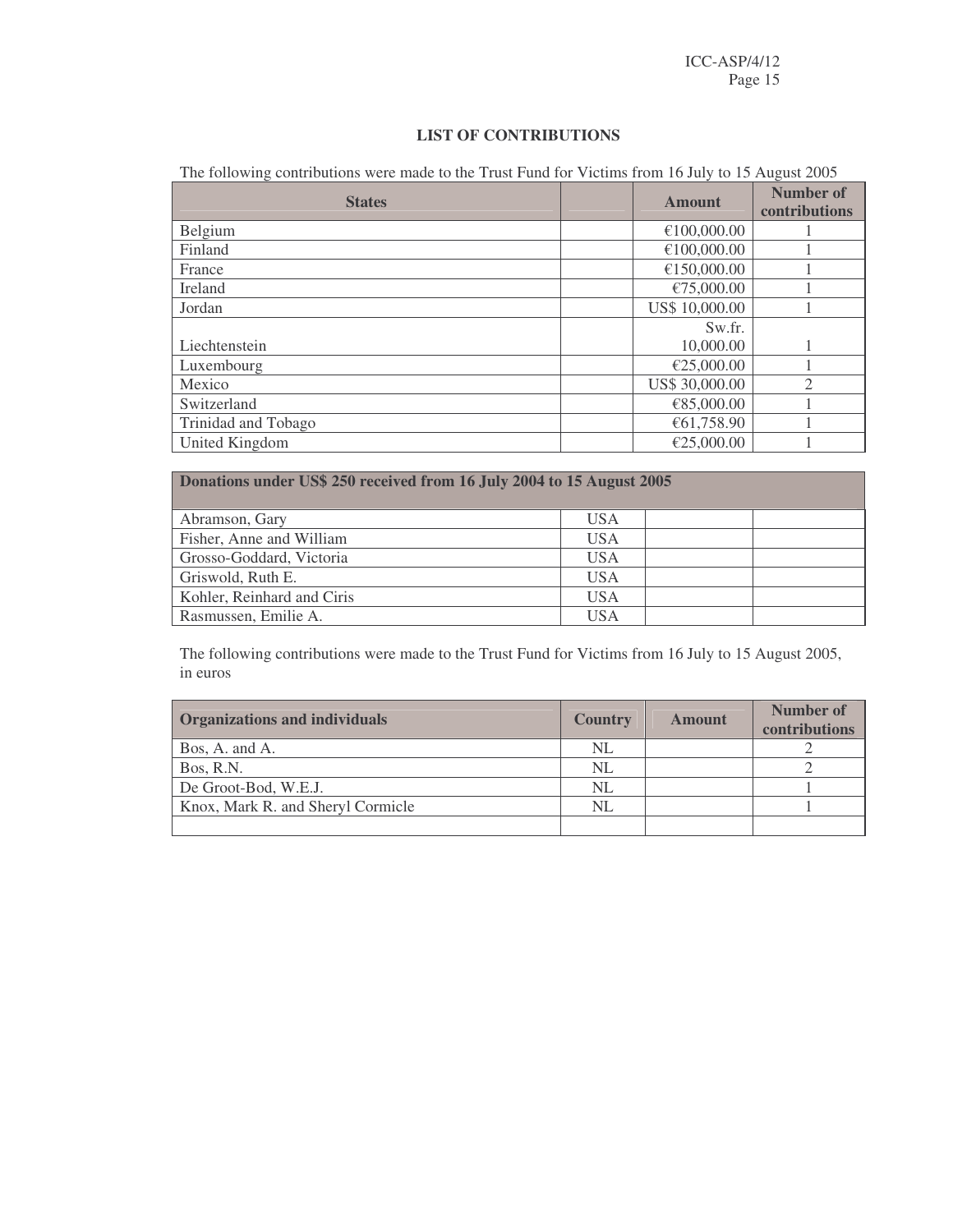**LIST OF CONTRIBUTIONS**

The following contributions were made to the Trust Fund for Victims from 16 July to 15 August 2005

| States | | Amount | Number of contributions |
|---|---|---|---|
| Belgium | | €100,000.00 | 1 |
| Finland | | €100,000.00 | 1 |
| France | | €150,000.00 | 1 |
| Ireland | | €75,000.00 | 1 |
| Jordan | | US$ 10,000.00 | 1 |
| Liechtenstein | | Sw.fr. 10,000.00 | 1 |
| Luxembourg | | €25,000.00 | 1 |
| Mexico | | US$ 30,000.00 | 2 |
| Switzerland | | €85,000.00 | 1 |
| Trinidad and Tobago | | €61,758.90 | 1 |
| United Kingdom | | €25,000.00 | 1 |

| Donations under US$ 250 received from 16 July 2004 to 15 August 2005 | | | |
|---|---|---|---|
| Abramson, Gary | USA | | |
| Fisher, Anne and William | USA | | |
| Grosso-Goddard, Victoria | USA | | |
| Griswold, Ruth E. | USA | | |
| Kohler, Reinhard and Ciris | USA | | |
| Rasmussen, Emilie A. | USA | | |

The following contributions were made to the Trust Fund for Victims from 16 July to 15 August 2005, in euros

| Organizations and individuals | Country | Amount | Number of contributions |
|---|---|---|---|
| Bos, A. and A. | NL | | 2 |
| Bos, R.N. | NL | | 2 |
| De Groot-Bod, W.E.J. | NL | | 1 |
| Knox, Mark R. and Sheryl Cormicle | NL | | 1 |
| | | | |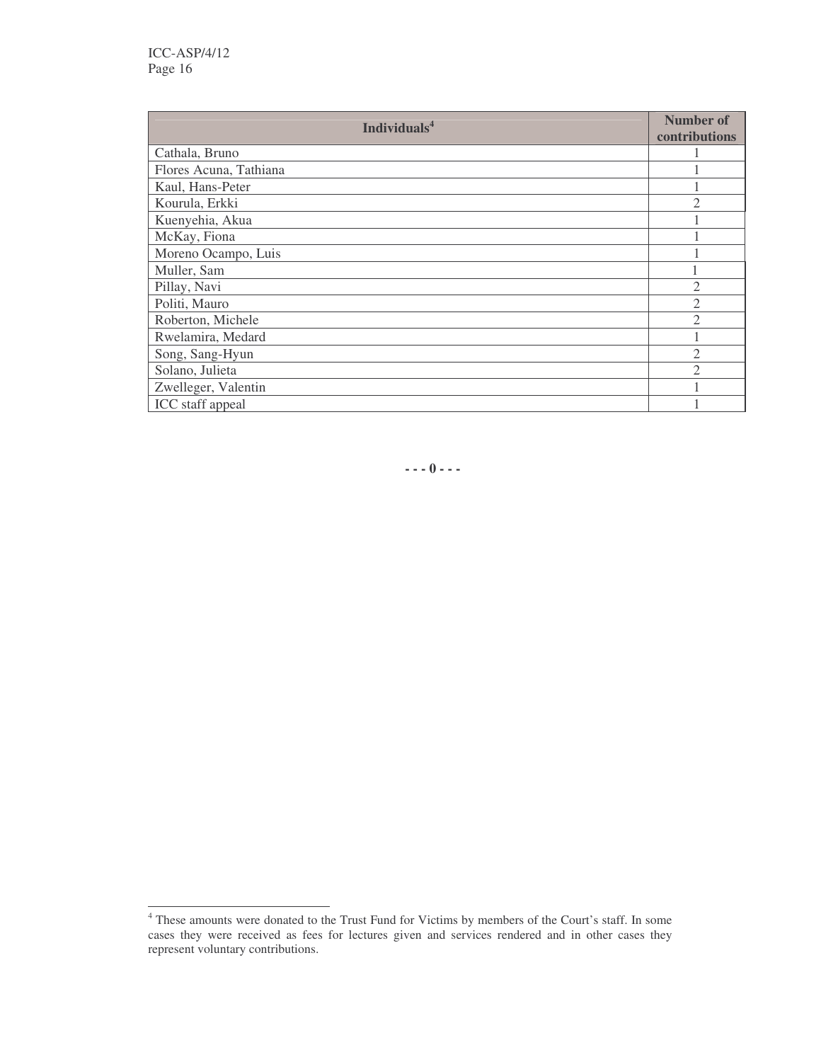| Individuals[4] | Number of contributions |
| --- | --- |
| Cathala, Bruno | 1 |
| Flores Acuna, Tathiana | 1 |
| Kaul, Hans-Peter | 1 |
| Kourula, Erkki | 2 |
| Kuenyehia, Akua | 1 |
| McKay, Fiona | 1 |
| Moreno Ocampo, Luis | 1 |
| Muller, Sam | 1 |
| Pillay, Navi | 2 |
| Politi, Mauro | 2 |
| Roberton, Michele | 2 |
| Rwelamira, Medard | 1 |
| Song, Sang-Hyun | 2 |
| Solano, Julieta | 2 |
| Zwelleger, Valentin | 1 |
| ICC staff appeal | 1 |

**- - - 0 - - -**

[4] These amounts were donated to the Trust Fund for Victims by members of the Court's staff. In some cases they were received as fees for lectures given and services rendered and in other cases they represent voluntary contributions.